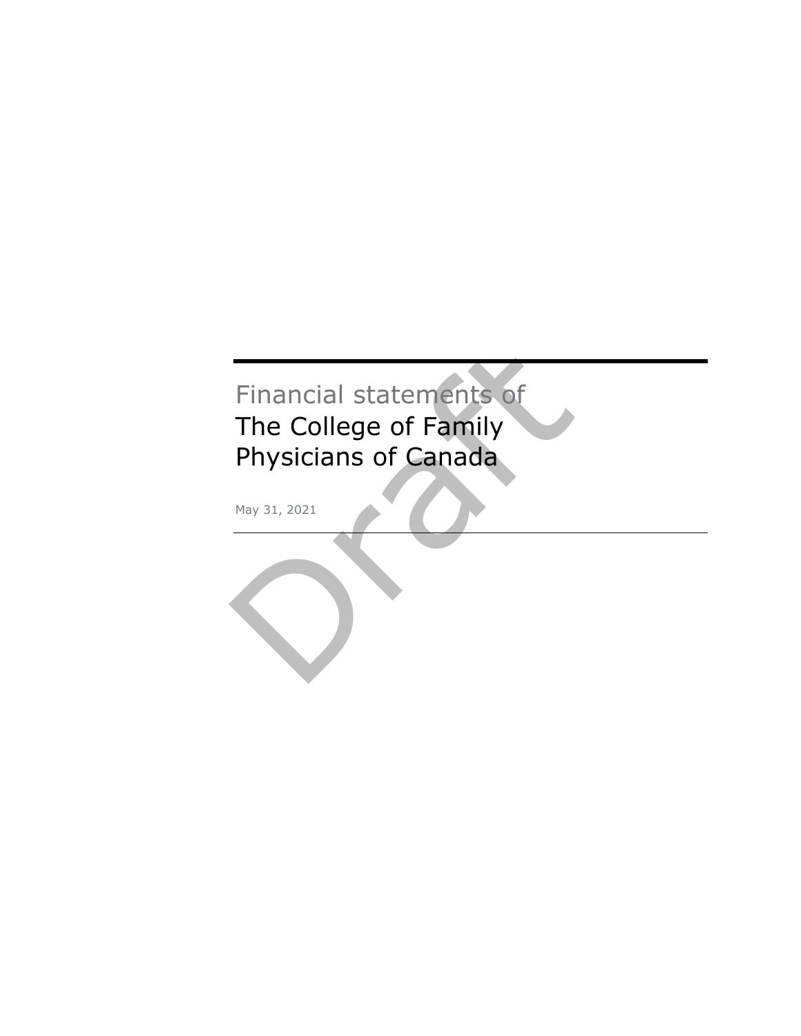Financial statements of

# The College of Family Physicians of Canada

May 31, 2021

Draft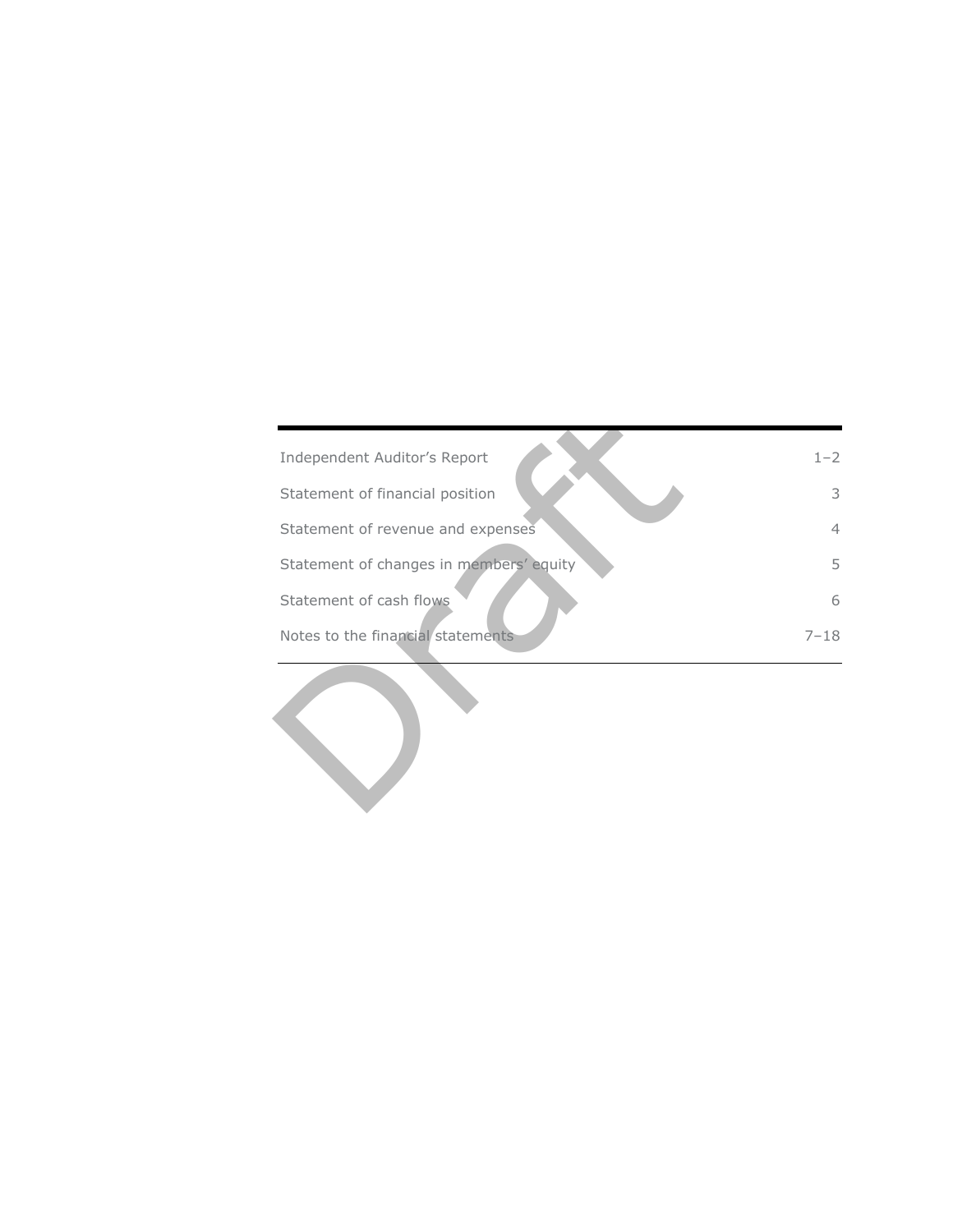| | |
|---|---|
| Independent Auditor's Report | 1–2 |
| Statement of financial position | 3 |
| Statement of revenue and expenses | 4 |
| Statement of changes in members' equity | 5 |
| Statement of cash flows | 6 |
| Notes to the financial statements | 7–18 |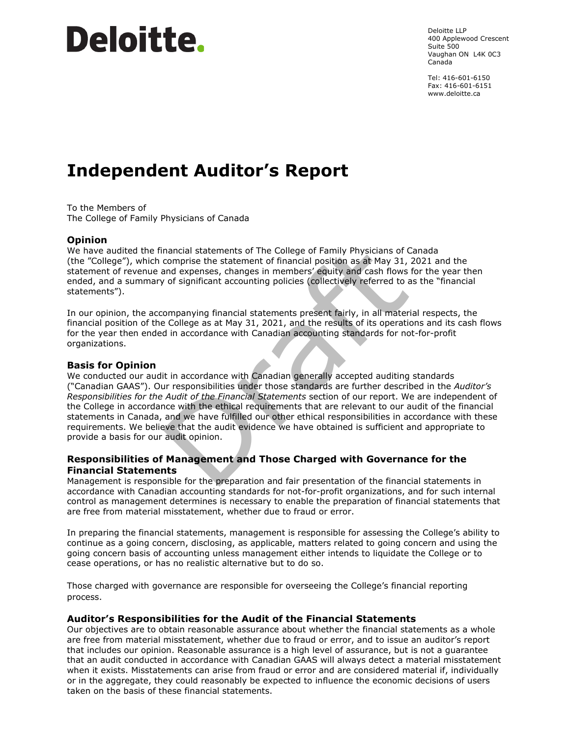Deloitte LLP
400 Applewood Crescent
Suite 500
Vaughan ON L4K 0C3
Canada

Tel: 416-601-6150
Fax: 416-601-6151
www.deloitte.ca

# Independent Auditor's Report

To the Members of
The College of Family Physicians of Canada

## Opinion

We have audited the financial statements of The College of Family Physicians of Canada (the "College"), which comprise the statement of financial position as at May 31, 2021 and the statement of revenue and expenses, changes in members' equity and cash flows for the year then ended, and a summary of significant accounting policies (collectively referred to as the "financial statements").

In our opinion, the accompanying financial statements present fairly, in all material respects, the financial position of the College as at May 31, 2021, and the results of its operations and its cash flows for the year then ended in accordance with Canadian accounting standards for not-for-profit organizations.

## Basis for Opinion

We conducted our audit in accordance with Canadian generally accepted auditing standards ("Canadian GAAS"). Our responsibilities under those standards are further described in the *Auditor's Responsibilities for the Audit of the Financial Statements* section of our report. We are independent of the College in accordance with the ethical requirements that are relevant to our audit of the financial statements in Canada, and we have fulfilled our other ethical responsibilities in accordance with these requirements. We believe that the audit evidence we have obtained is sufficient and appropriate to provide a basis for our audit opinion.

## Responsibilities of Management and Those Charged with Governance for the Financial Statements

Management is responsible for the preparation and fair presentation of the financial statements in accordance with Canadian accounting standards for not-for-profit organizations, and for such internal control as management determines is necessary to enable the preparation of financial statements that are free from material misstatement, whether due to fraud or error.

In preparing the financial statements, management is responsible for assessing the College's ability to continue as a going concern, disclosing, as applicable, matters related to going concern and using the going concern basis of accounting unless management either intends to liquidate the College or to cease operations, or has no realistic alternative but to do so.

Those charged with governance are responsible for overseeing the College's financial reporting process.

## Auditor's Responsibilities for the Audit of the Financial Statements

Our objectives are to obtain reasonable assurance about whether the financial statements as a whole are free from material misstatement, whether due to fraud or error, and to issue an auditor's report that includes our opinion. Reasonable assurance is a high level of assurance, but is not a guarantee that an audit conducted in accordance with Canadian GAAS will always detect a material misstatement when it exists. Misstatements can arise from fraud or error and are considered material if, individually or in the aggregate, they could reasonably be expected to influence the economic decisions of users taken on the basis of these financial statements.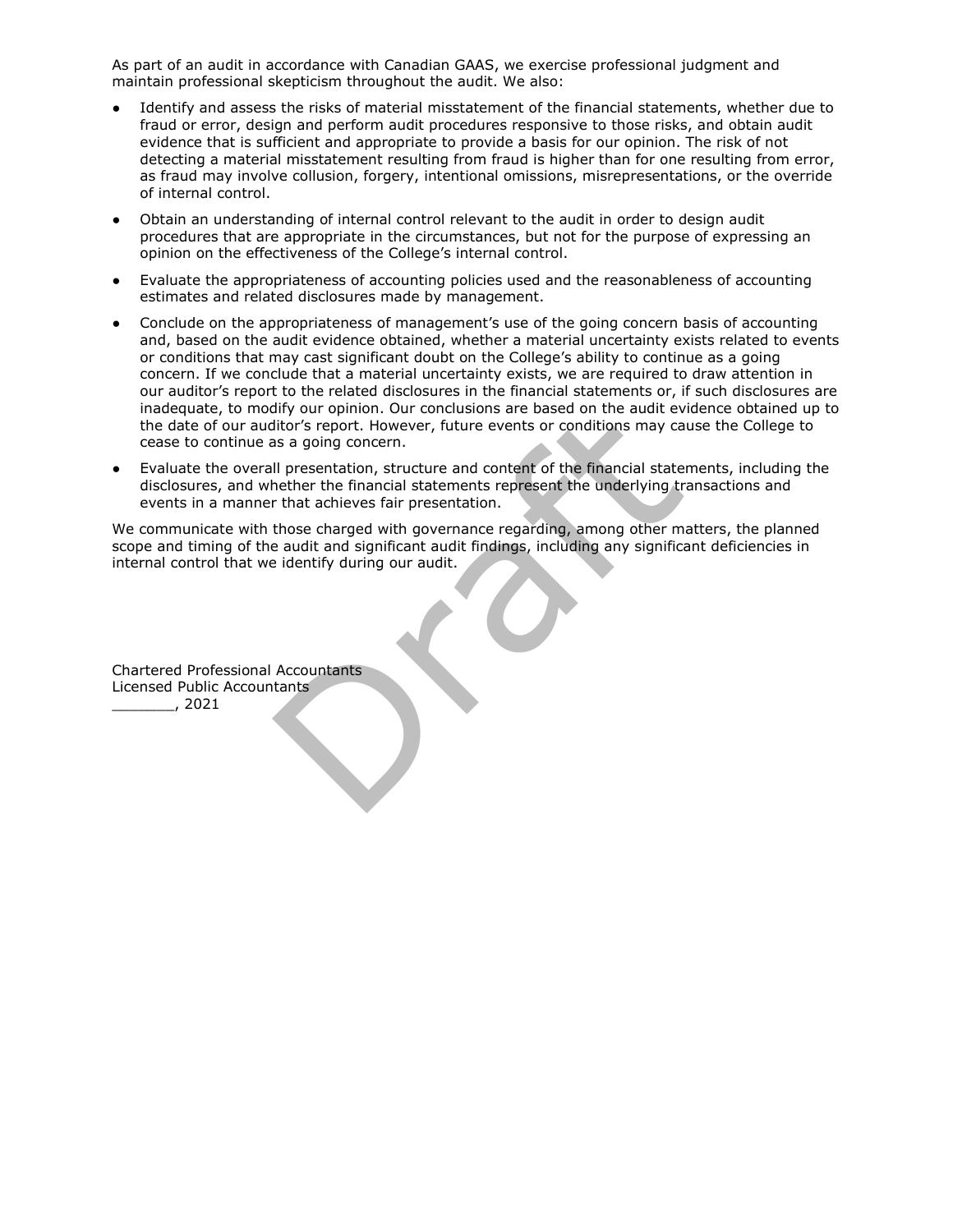As part of an audit in accordance with Canadian GAAS, we exercise professional judgment and maintain professional skepticism throughout the audit. We also:

- Identify and assess the risks of material misstatement of the financial statements, whether due to fraud or error, design and perform audit procedures responsive to those risks, and obtain audit evidence that is sufficient and appropriate to provide a basis for our opinion. The risk of not detecting a material misstatement resulting from fraud is higher than for one resulting from error, as fraud may involve collusion, forgery, intentional omissions, misrepresentations, or the override of internal control.
- Obtain an understanding of internal control relevant to the audit in order to design audit procedures that are appropriate in the circumstances, but not for the purpose of expressing an opinion on the effectiveness of the College's internal control.
- Evaluate the appropriateness of accounting policies used and the reasonableness of accounting estimates and related disclosures made by management.
- Conclude on the appropriateness of management's use of the going concern basis of accounting and, based on the audit evidence obtained, whether a material uncertainty exists related to events or conditions that may cast significant doubt on the College's ability to continue as a going concern. If we conclude that a material uncertainty exists, we are required to draw attention in our auditor's report to the related disclosures in the financial statements or, if such disclosures are inadequate, to modify our opinion. Our conclusions are based on the audit evidence obtained up to the date of our auditor's report. However, future events or conditions may cause the College to cease to continue as a going concern.
- Evaluate the overall presentation, structure and content of the financial statements, including the disclosures, and whether the financial statements represent the underlying transactions and events in a manner that achieves fair presentation.

We communicate with those charged with governance regarding, among other matters, the planned scope and timing of the audit and significant audit findings, including any significant deficiencies in internal control that we identify during our audit.

Chartered Professional Accountants
Licensed Public Accountants
_______, 2021

Draft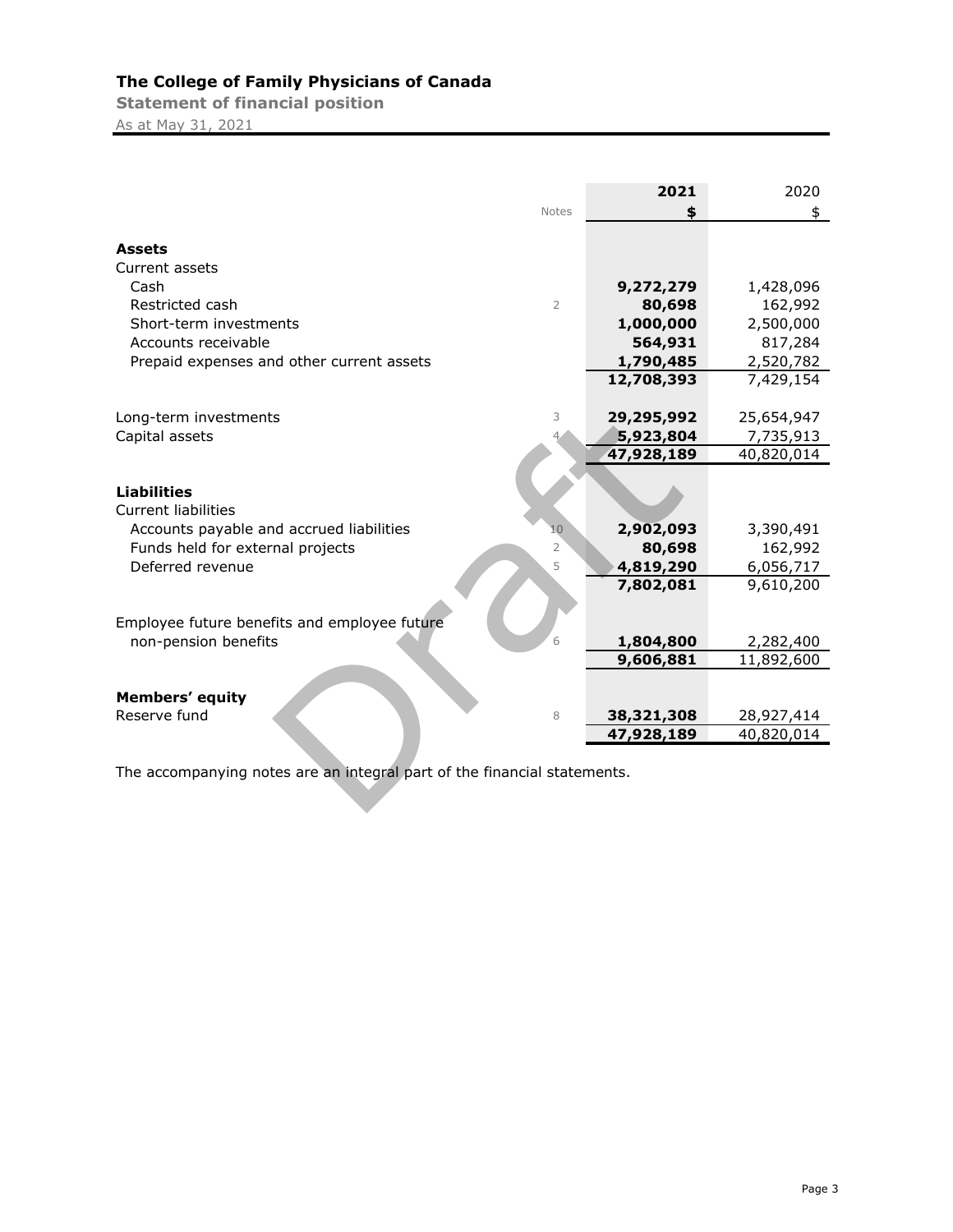# The College of Family Physicians of Canada

## Statement of financial position

As at May 31, 2021

| | Notes | 2021 | 2020 |
|---|---|---|---|
| | | **$** | $ |
| **Assets** | | | |
| Current assets | | | |
| Cash | | **9,272,279** | 1,428,096 |
| Restricted cash | 2 | **80,698** | 162,992 |
| Short-term investments | | **1,000,000** | 2,500,000 |
| Accounts receivable | | **564,931** | 817,284 |
| Prepaid expenses and other current assets | | **1,790,485** | 2,520,782 |
| | | **12,708,393** | 7,429,154 |
| | | | |
| Long-term investments | 3 | **29,295,992** | 25,654,947 |
| Capital assets | 4 | **5,923,804** | 7,735,913 |
| | | **47,928,189** | 40,820,014 |
| | | | |
| **Liabilities** | | | |
| Current liabilities | | | |
| Accounts payable and accrued liabilities | 10 | **2,902,093** | 3,390,491 |
| Funds held for external projects | 2 | **80,698** | 162,992 |
| Deferred revenue | 5 | **4,819,290** | 6,056,717 |
| | | **7,802,081** | 9,610,200 |
| | | | |
| Employee future benefits and employee future non-pension benefits | 6 | **1,804,800** | 2,282,400 |
| | | **9,606,881** | 11,892,600 |
| | | | |
| **Members' equity** | | | |
| Reserve fund | 8 | **38,321,308** | 28,927,414 |
| | | **47,928,189** | 40,820,014 |

The accompanying notes are an integral part of the financial statements.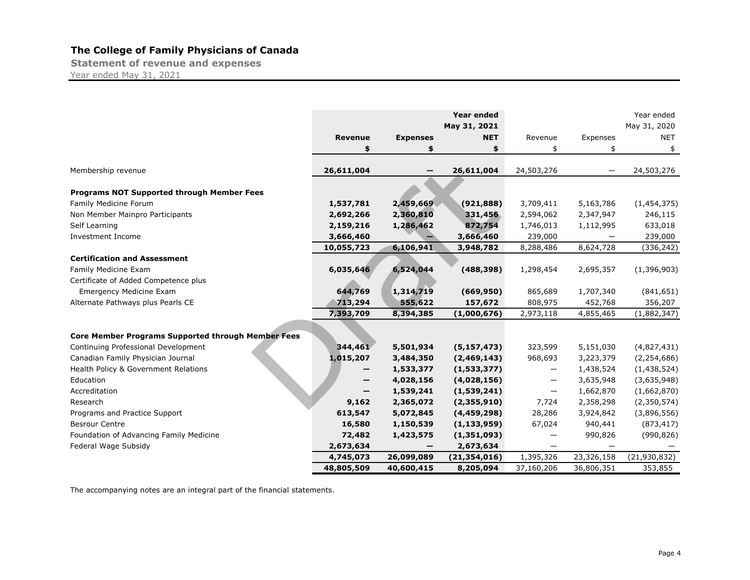# The College of Family Physicians of Canada

## Statement of revenue and expenses

Year ended May 31, 2021

| | Revenue | Expenses | Year ended May 31, 2021 NET | Revenue | Expenses | Year ended May 31, 2020 NET |
|---|---|---|---|---|---|---|
| | **$** | **$** | **$** | $ | $ | $ |
| Membership revenue | **26,611,004** | **—** | **26,611,004** | 24,503,276 | — | 24,503,276 |
| **Programs NOT Supported through Member Fees** | | | | | | |
| Family Medicine Forum | **1,537,781** | **2,459,669** | **(921,888)** | 3,709,411 | 5,163,786 | (1,454,375) |
| Non Member Mainpro Participants | **2,692,266** | **2,360,810** | **331,456** | 2,594,062 | 2,347,947 | 246,115 |
| Self Learning | **2,159,216** | **1,286,462** | **872,754** | 1,746,013 | 1,112,995 | 633,018 |
| Investment Income | **3,666,460** | **—** | **3,666,460** | 239,000 | — | 239,000 |
| | **10,055,723** | **6,106,941** | **3,948,782** | 8,288,486 | 8,624,728 | (336,242) |
| **Certification and Assessment** | | | | | | |
| Family Medicine Exam | **6,035,646** | **6,524,044** | **(488,398)** | 1,298,454 | 2,695,357 | (1,396,903) |
| Certificate of Added Competence plus Emergency Medicine Exam | **644,769** | **1,314,719** | **(669,950)** | 865,689 | 1,707,340 | (841,651) |
| Alternate Pathways plus Pearls CE | **713,294** | **555,622** | **157,672** | 808,975 | 452,768 | 356,207 |
| | **7,393,709** | **8,394,385** | **(1,000,676)** | 2,973,118 | 4,855,465 | (1,882,347) |
| **Core Member Programs Supported through Member Fees** | | | | | | |
| Continuing Professional Development | **344,461** | **5,501,934** | **(5,157,473)** | 323,599 | 5,151,030 | (4,827,431) |
| Canadian Family Physician Journal | **1,015,207** | **3,484,350** | **(2,469,143)** | 968,693 | 3,223,379 | (2,254,686) |
| Health Policy & Government Relations | **—** | **1,533,377** | **(1,533,377)** | — | 1,438,524 | (1,438,524) |
| Education | **—** | **4,028,156** | **(4,028,156)** | — | 3,635,948 | (3,635,948) |
| Accreditation | **—** | **1,539,241** | **(1,539,241)** | — | 1,662,870 | (1,662,870) |
| Research | **9,162** | **2,365,072** | **(2,355,910)** | 7,724 | 2,358,298 | (2,350,574) |
| Programs and Practice Support | **613,547** | **5,072,845** | **(4,459,298)** | 28,286 | 3,924,842 | (3,896,556) |
| Besrour Centre | **16,580** | **1,150,539** | **(1,133,959)** | 67,024 | 940,441 | (873,417) |
| Foundation of Advancing Family Medicine | **72,482** | **1,423,575** | **(1,351,093)** | — | 990,826 | (990,826) |
| Federal Wage Subsidy | **2,673,634** | **—** | **2,673,634** | — | — | — |
| | **4,745,073** | **26,099,089** | **(21,354,016)** | 1,395,326 | 23,326,158 | (21,930,832) |
| | **48,805,509** | **40,600,415** | **8,205,094** | 37,160,206 | 36,806,351 | 353,855 |

The accompanying notes are an integral part of the financial statements.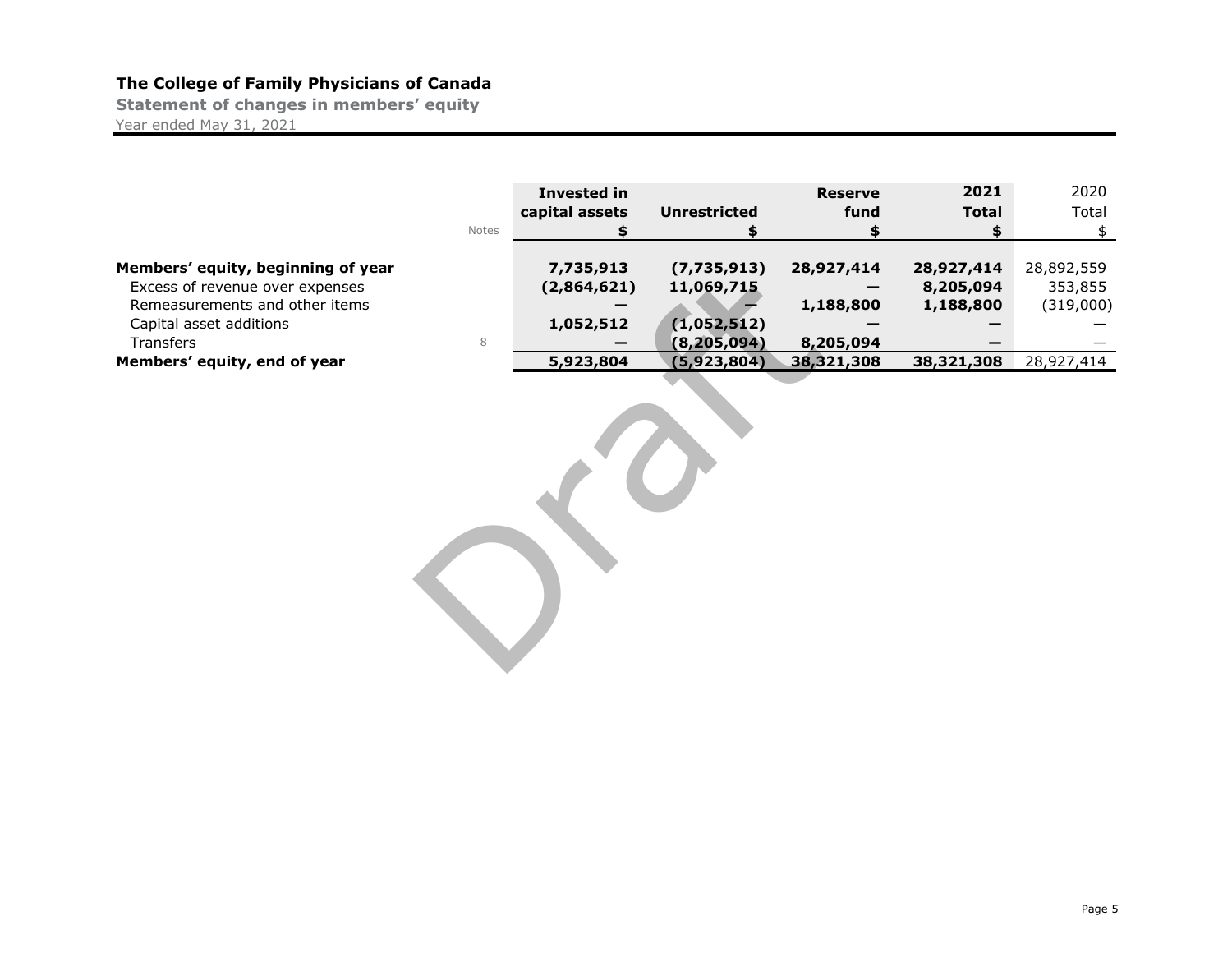# The College of Family Physicians of Canada

## Statement of changes in members' equity

Year ended May 31, 2021

| | Notes | Invested in capital assets $ | Unrestricted $ | Reserve fund $ | 2021 Total $ | 2020 Total $ |
|---|---|---|---|---|---|---|
| **Members' equity, beginning of year** | | **7,735,913** | **(7,735,913)** | **28,927,414** | **28,927,414** | 28,892,559 |
| Excess of revenue over expenses | | **(2,864,621)** | **11,069,715** | **—** | **8,205,094** | 353,855 |
| Remeasurements and other items | | **—** | **—** | **1,188,800** | **1,188,800** | (319,000) |
| Capital asset additions | | **1,052,512** | **(1,052,512)** | **—** | **—** | — |
| Transfers | 8 | **—** | **(8,205,094)** | **8,205,094** | **—** | — |
| **Members' equity, end of year** | | **5,923,804** | **(5,923,804)** | **38,321,308** | **38,321,308** | 28,927,414 |

Draft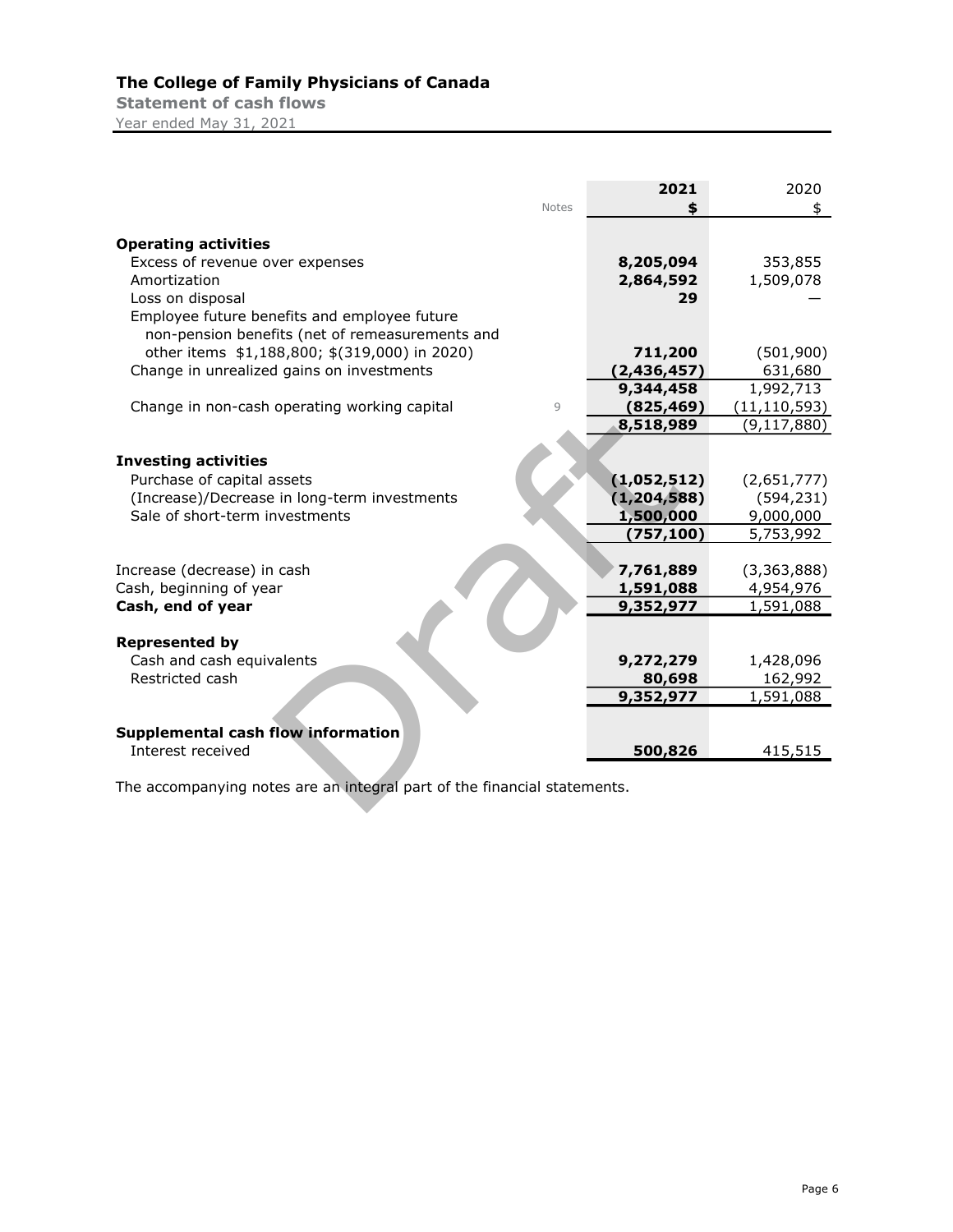## The College of Family Physicians of Canada

**Statement of cash flows**

Year ended May 31, 2021

| | Notes | 2021 $ | 2020 $ |
|---|---|---|---|
| **Operating activities** | | | |
| Excess of revenue over expenses | | **8,205,094** | 353,855 |
| Amortization | | **2,864,592** | 1,509,078 |
| Loss on disposal | | **29** | — |
| Employee future benefits and employee future non-pension benefits (net of remeasurements and other items $1,188,800; $(319,000) in 2020) | | **711,200** | (501,900) |
| Change in unrealized gains on investments | | **(2,436,457)** | 631,680 |
| | | **9,344,458** | 1,992,713 |
| Change in non-cash operating working capital | 9 | **(825,469)** | (11,110,593) |
| | | **8,518,989** | (9,117,880) |
| **Investing activities** | | | |
| Purchase of capital assets | | **(1,052,512)** | (2,651,777) |
| (Increase)/Decrease in long-term investments | | **(1,204,588)** | (594,231) |
| Sale of short-term investments | | **1,500,000** | 9,000,000 |
| | | **(757,100)** | 5,753,992 |
| Increase (decrease) in cash | | **7,761,889** | (3,363,888) |
| Cash, beginning of year | | **1,591,088** | 4,954,976 |
| **Cash, end of year** | | **9,352,977** | 1,591,088 |
| **Represented by** | | | |
| Cash and cash equivalents | | **9,272,279** | 1,428,096 |
| Restricted cash | | **80,698** | 162,992 |
| | | **9,352,977** | 1,591,088 |
| **Supplemental cash flow information** | | | |
| Interest received | | **500,826** | 415,515 |

The accompanying notes are an integral part of the financial statements.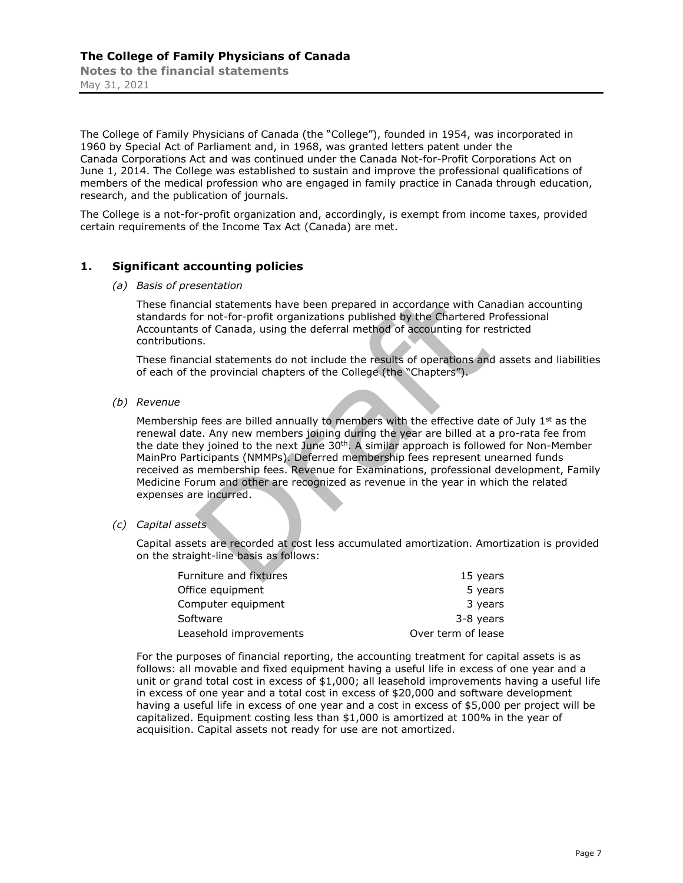The College of Family Physicians of Canada (the "College"), founded in 1954, was incorporated in 1960 by Special Act of Parliament and, in 1968, was granted letters patent under the Canada Corporations Act and was continued under the Canada Not-for-Profit Corporations Act on June 1, 2014. The College was established to sustain and improve the professional qualifications of members of the medical profession who are engaged in family practice in Canada through education, research, and the publication of journals.

The College is a not-for-profit organization and, accordingly, is exempt from income taxes, provided certain requirements of the Income Tax Act (Canada) are met.

## 1. Significant accounting policies

*(a) Basis of presentation*

These financial statements have been prepared in accordance with Canadian accounting standards for not-for-profit organizations published by the Chartered Professional Accountants of Canada, using the deferral method of accounting for restricted contributions.

These financial statements do not include the results of operations and assets and liabilities of each of the provincial chapters of the College (the "Chapters").

*(b) Revenue*

Membership fees are billed annually to members with the effective date of July 1st as the renewal date. Any new members joining during the year are billed at a pro-rata fee from the date they joined to the next June 30th. A similar approach is followed for Non-Member MainPro Participants (NMMPs). Deferred membership fees represent unearned funds received as membership fees. Revenue for Examinations, professional development, Family Medicine Forum and other are recognized as revenue in the year in which the related expenses are incurred.

*(c) Capital assets*

Capital assets are recorded at cost less accumulated amortization. Amortization is provided on the straight-line basis as follows:

| | |
|---|---|
| Furniture and fixtures | 15 years |
| Office equipment | 5 years |
| Computer equipment | 3 years |
| Software | 3-8 years |
| Leasehold improvements | Over term of lease |

For the purposes of financial reporting, the accounting treatment for capital assets is as follows: all movable and fixed equipment having a useful life in excess of one year and a unit or grand total cost in excess of $1,000; all leasehold improvements having a useful life in excess of one year and a total cost in excess of $20,000 and software development having a useful life in excess of one year and a cost in excess of $5,000 per project will be capitalized. Equipment costing less than $1,000 is amortized at 100% in the year of acquisition. Capital assets not ready for use are not amortized.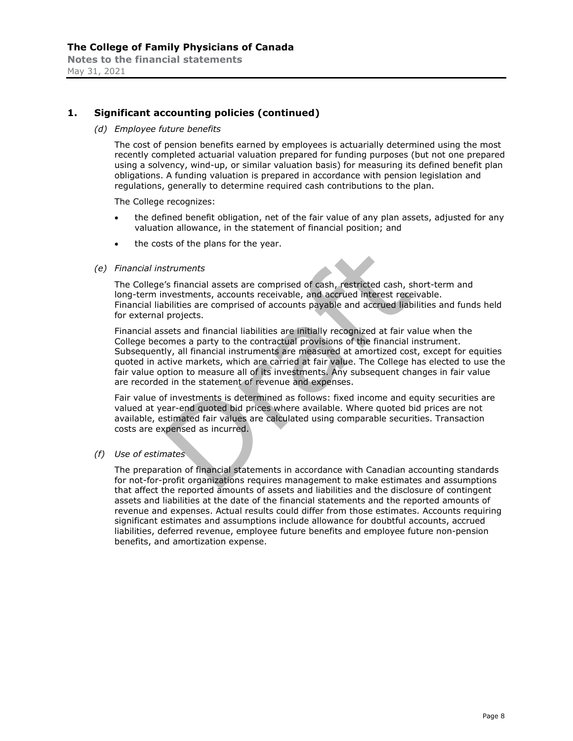## 1. Significant accounting policies (continued)

*(d) Employee future benefits*

The cost of pension benefits earned by employees is actuarially determined using the most recently completed actuarial valuation prepared for funding purposes (but not one prepared using a solvency, wind-up, or similar valuation basis) for measuring its defined benefit plan obligations. A funding valuation is prepared in accordance with pension legislation and regulations, generally to determine required cash contributions to the plan.

The College recognizes:

- the defined benefit obligation, net of the fair value of any plan assets, adjusted for any valuation allowance, in the statement of financial position; and
- the costs of the plans for the year.

*(e) Financial instruments*

The College's financial assets are comprised of cash, restricted cash, short-term and long-term investments, accounts receivable, and accrued interest receivable. Financial liabilities are comprised of accounts payable and accrued liabilities and funds held for external projects.

Financial assets and financial liabilities are initially recognized at fair value when the College becomes a party to the contractual provisions of the financial instrument. Subsequently, all financial instruments are measured at amortized cost, except for equities quoted in active markets, which are carried at fair value. The College has elected to use the fair value option to measure all of its investments. Any subsequent changes in fair value are recorded in the statement of revenue and expenses.

Fair value of investments is determined as follows: fixed income and equity securities are valued at year-end quoted bid prices where available. Where quoted bid prices are not available, estimated fair values are calculated using comparable securities. Transaction costs are expensed as incurred.

*(f) Use of estimates*

The preparation of financial statements in accordance with Canadian accounting standards for not-for-profit organizations requires management to make estimates and assumptions that affect the reported amounts of assets and liabilities and the disclosure of contingent assets and liabilities at the date of the financial statements and the reported amounts of revenue and expenses. Actual results could differ from those estimates. Accounts requiring significant estimates and assumptions include allowance for doubtful accounts, accrued liabilities, deferred revenue, employee future benefits and employee future non-pension benefits, and amortization expense.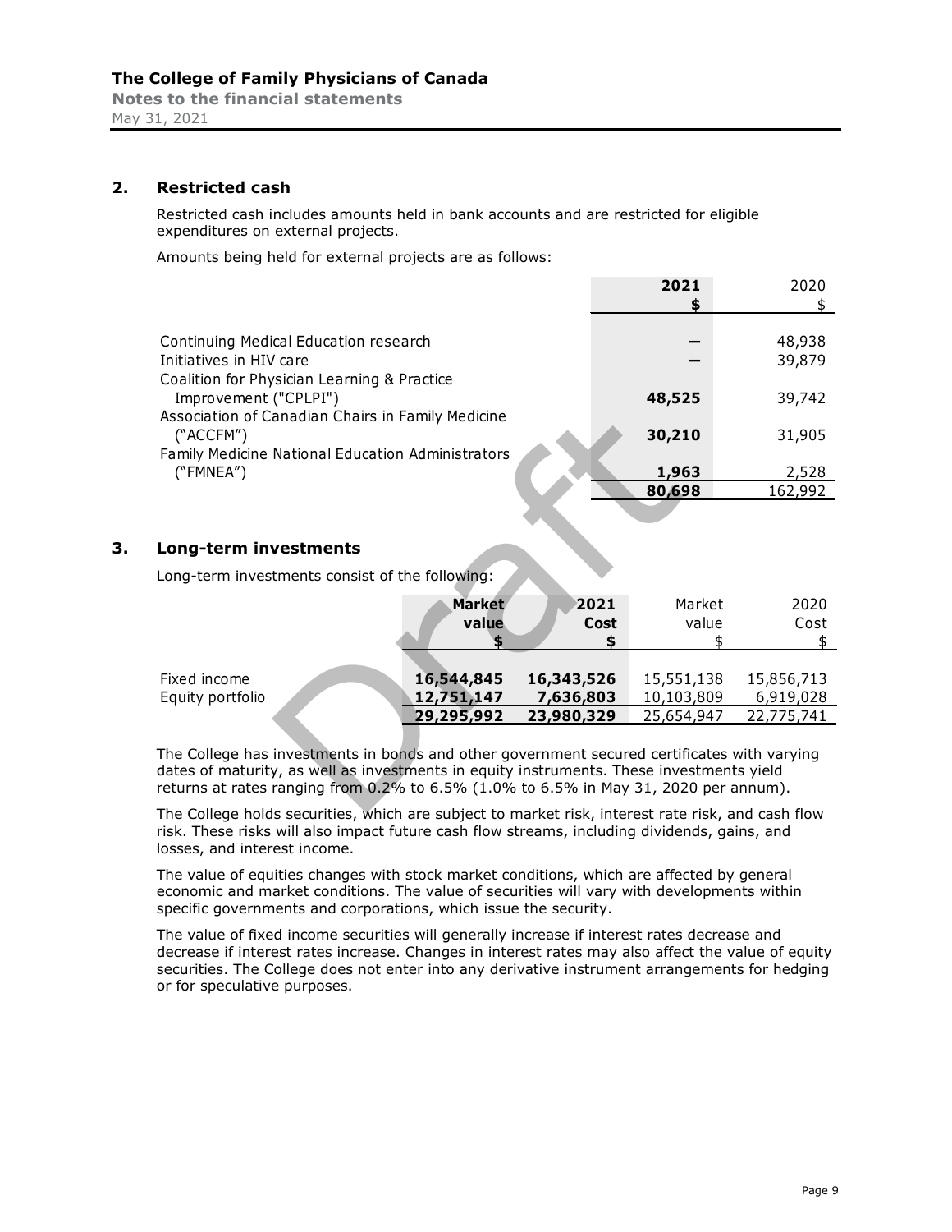## 2. Restricted cash

Restricted cash includes amounts held in bank accounts and are restricted for eligible expenditures on external projects.

Amounts being held for external projects are as follows:

| | 2021 | 2020 |
|---|---|---|
| | $ | $ |
| Continuing Medical Education research | – | 48,938 |
| Initiatives in HIV care | – | 39,879 |
| Coalition for Physician Learning & Practice Improvement ("CPLPI") | 48,525 | 39,742 |
| Association of Canadian Chairs in Family Medicine ("ACCFM") | 30,210 | 31,905 |
| Family Medicine National Education Administrators ("FMNEA") | 1,963 | 2,528 |
| | 80,698 | 162,992 |

## 3. Long-term investments

Long-term investments consist of the following:

| | 2021 | | 2020 | |
|---|---|---|---|---|
| | Market value | Cost | Market value | Cost |
| | $ | $ | $ | $ |
| Fixed income | 16,544,845 | 16,343,526 | 15,551,138 | 15,856,713 |
| Equity portfolio | 12,751,147 | 7,636,803 | 10,103,809 | 6,919,028 |
| | 29,295,992 | 23,980,329 | 25,654,947 | 22,775,741 |

The College has investments in bonds and other government secured certificates with varying dates of maturity, as well as investments in equity instruments. These investments yield returns at rates ranging from 0.2% to 6.5% (1.0% to 6.5% in May 31, 2020 per annum).

The College holds securities, which are subject to market risk, interest rate risk, and cash flow risk. These risks will also impact future cash flow streams, including dividends, gains, and losses, and interest income.

The value of equities changes with stock market conditions, which are affected by general economic and market conditions. The value of securities will vary with developments within specific governments and corporations, which issue the security.

The value of fixed income securities will generally increase if interest rates decrease and decrease if interest rates increase. Changes in interest rates may also affect the value of equity securities. The College does not enter into any derivative instrument arrangements for hedging or for speculative purposes.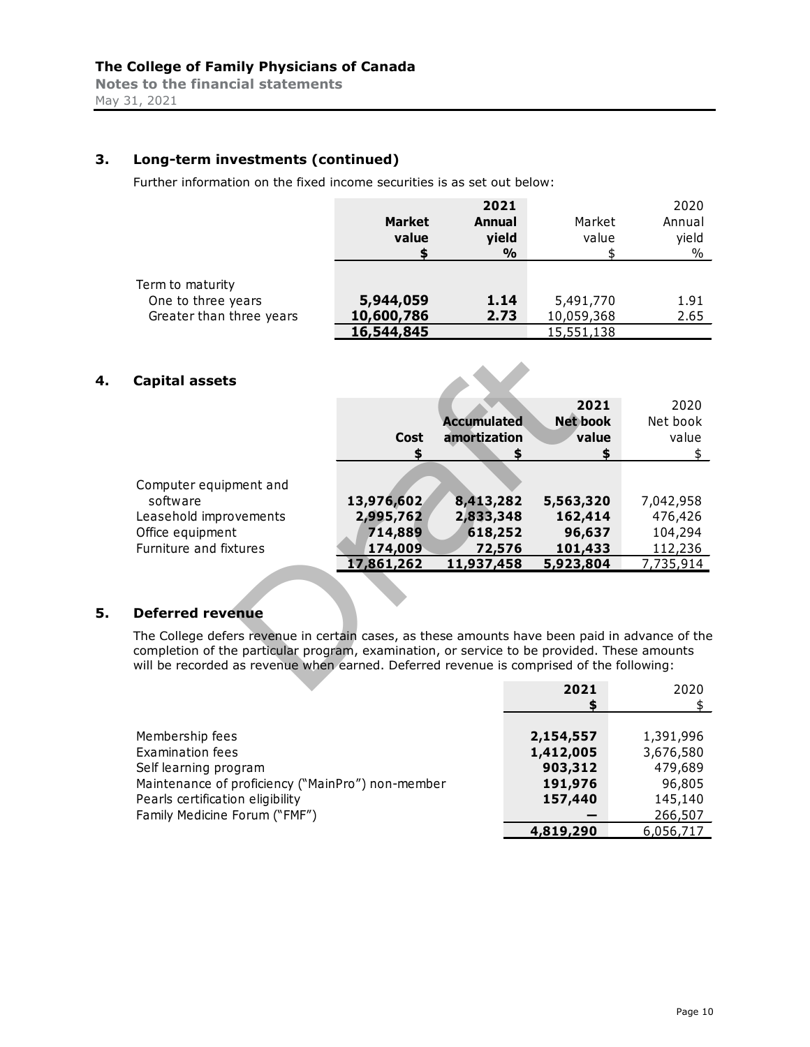## 3. Long-term investments (continued)

Further information on the fixed income securities is as set out below:

| | 2021 Market value $ | 2021 Annual yield % | 2020 Market value $ | 2020 Annual yield % |
|---|---|---|---|---|
| Term to maturity | | | | |
| One to three years | **5,944,059** | **1.14** | 5,491,770 | 1.91 |
| Greater than three years | **10,600,786** | **2.73** | 10,059,368 | 2.65 |
| | **16,544,845** | | 15,551,138 | |

## 4. Capital assets

| | Cost $ | Accumulated amortization $ | 2021 Net book value $ | 2020 Net book value $ |
|---|---|---|---|---|
| Computer equipment and software | **13,976,602** | **8,413,282** | **5,563,320** | 7,042,958 |
| Leasehold improvements | **2,995,762** | **2,833,348** | **162,414** | 476,426 |
| Office equipment | **714,889** | **618,252** | **96,637** | 104,294 |
| Furniture and fixtures | **174,009** | **72,576** | **101,433** | 112,236 |
| | **17,861,262** | **11,937,458** | **5,923,804** | 7,735,914 |

## 5. Deferred revenue

The College defers revenue in certain cases, as these amounts have been paid in advance of the completion of the particular program, examination, or service to be provided. These amounts will be recorded as revenue when earned. Deferred revenue is comprised of the following:

| | 2021 $ | 2020 $ |
|---|---|---|
| Membership fees | **2,154,557** | 1,391,996 |
| Examination fees | **1,412,005** | 3,676,580 |
| Self learning program | **903,312** | 479,689 |
| Maintenance of proficiency ("MainPro") non-member | **191,976** | 96,805 |
| Pearls certification eligibility | **157,440** | 145,140 |
| Family Medicine Forum ("FMF") | **—** | 266,507 |
| | **4,819,290** | 6,056,717 |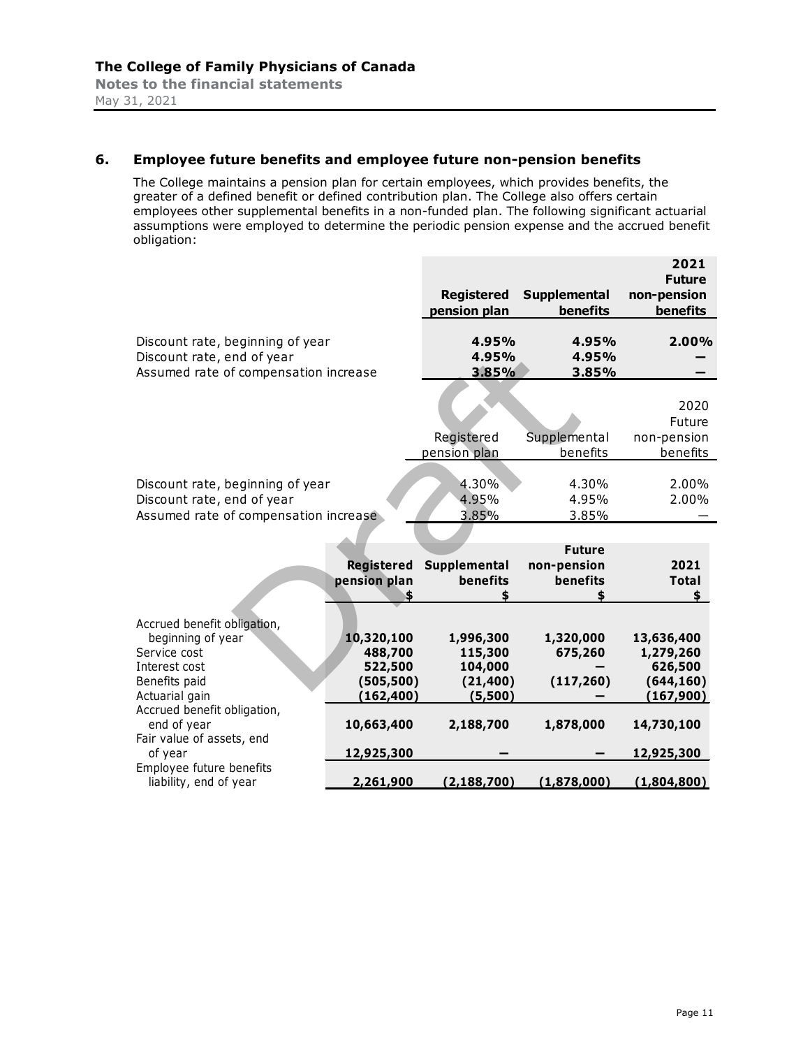## 6. Employee future benefits and employee future non-pension benefits

The College maintains a pension plan for certain employees, which provides benefits, the greater of a defined benefit or defined contribution plan. The College also offers certain employees other supplemental benefits in a non-funded plan. The following significant actuarial assumptions were employed to determine the periodic pension expense and the accrued benefit obligation:

| | Registered pension plan | Supplemental benefits | 2021 Future non-pension benefits |
|---|---|---|---|
| Discount rate, beginning of year | **4.95%** | **4.95%** | **2.00%** |
| Discount rate, end of year | **4.95%** | **4.95%** | **—** |
| Assumed rate of compensation increase | **3.85%** | **3.85%** | **—** |

| | Registered pension plan | Supplemental benefits | 2020 Future non-pension benefits |
|---|---|---|---|
| Discount rate, beginning of year | 4.30% | 4.30% | 2.00% |
| Discount rate, end of year | 4.95% | 4.95% | 2.00% |
| Assumed rate of compensation increase | 3.85% | 3.85% | — |

| | Registered pension plan $ | Supplemental benefits $ | Future non-pension benefits $ | 2021 Total $ |
|---|---|---|---|---|
| Accrued benefit obligation, beginning of year | **10,320,100** | **1,996,300** | **1,320,000** | **13,636,400** |
| Service cost | **488,700** | **115,300** | **675,260** | **1,279,260** |
| Interest cost | **522,500** | **104,000** | **—** | **626,500** |
| Benefits paid | **(505,500)** | **(21,400)** | **(117,260)** | **(644,160)** |
| Actuarial gain | **(162,400)** | **(5,500)** | **—** | **(167,900)** |
| Accrued benefit obligation, end of year | **10,663,400** | **2,188,700** | **1,878,000** | **14,730,100** |
| Fair value of assets, end of year | **12,925,300** | **—** | **—** | **12,925,300** |
| Employee future benefits liability, end of year | **2,261,900** | **(2,188,700)** | **(1,878,000)** | **(1,804,800)** |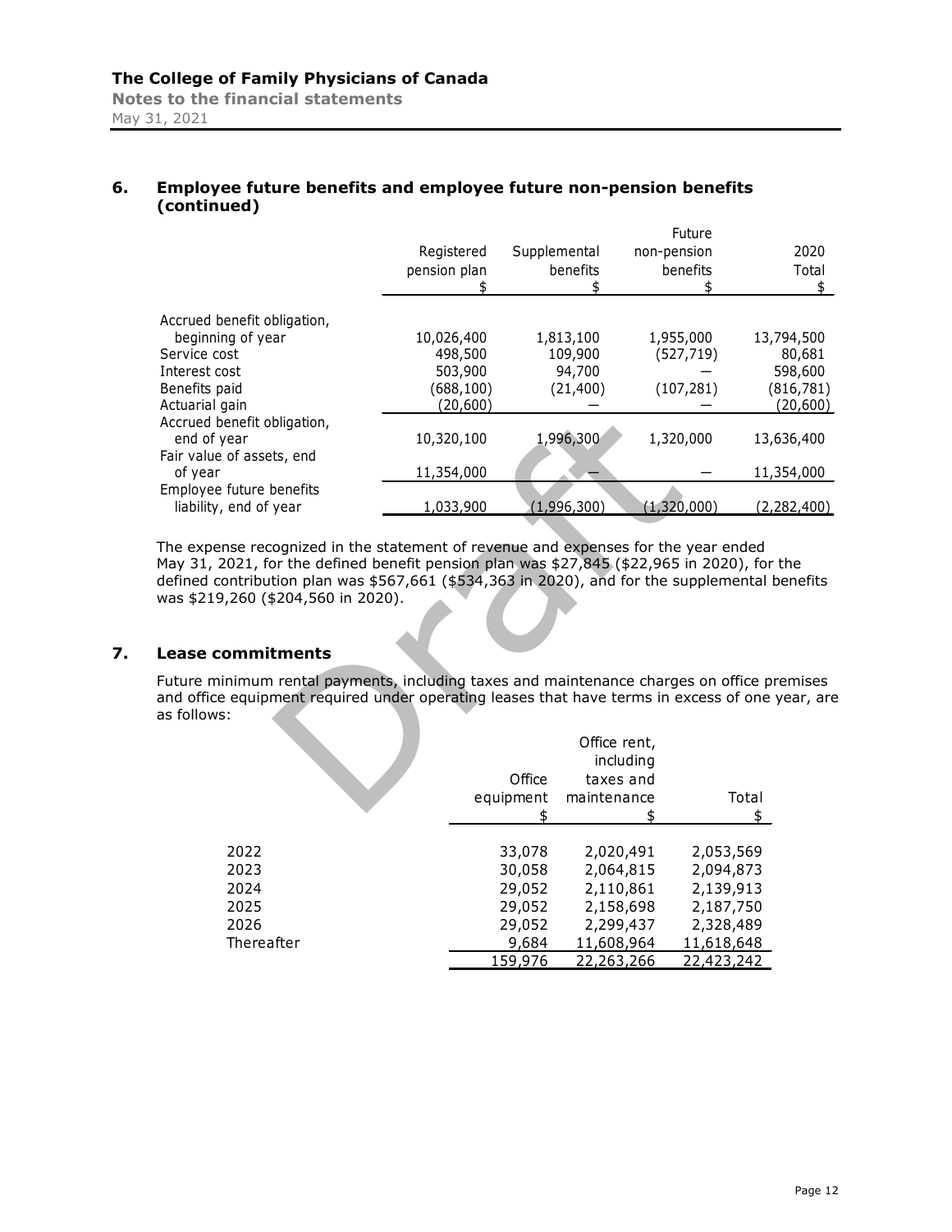## 6. Employee future benefits and employee future non-pension benefits (continued)

| | Registered pension plan | Supplemental benefits | Future non-pension benefits | 2020 Total |
|---|---|---|---|---|
| | $ | $ | $ | $ |
| Accrued benefit obligation, beginning of year | 10,026,400 | 1,813,100 | 1,955,000 | 13,794,500 |
| Service cost | 498,500 | 109,900 | (527,719) | 80,681 |
| Interest cost | 503,900 | 94,700 | — | 598,600 |
| Benefits paid | (688,100) | (21,400) | (107,281) | (816,781) |
| Actuarial gain | (20,600) | — | — | (20,600) |
| Accrued benefit obligation, end of year | 10,320,100 | 1,996,300 | 1,320,000 | 13,636,400 |
| Fair value of assets, end of year | 11,354,000 | — | — | 11,354,000 |
| Employee future benefits liability, end of year | 1,033,900 | (1,996,300) | (1,320,000) | (2,282,400) |

The expense recognized in the statement of revenue and expenses for the year ended May 31, 2021, for the defined benefit pension plan was $27,845 ($22,965 in 2020), for the defined contribution plan was $567,661 ($534,363 in 2020), and for the supplemental benefits was $219,260 ($204,560 in 2020).

## 7. Lease commitments

Future minimum rental payments, including taxes and maintenance charges on office premises and office equipment required under operating leases that have terms in excess of one year, are as follows:

| | Office equipment | Office rent, including taxes and maintenance | Total |
|---|---|---|---|
| | $ | $ | $ |
| 2022 | 33,078 | 2,020,491 | 2,053,569 |
| 2023 | 30,058 | 2,064,815 | 2,094,873 |
| 2024 | 29,052 | 2,110,861 | 2,139,913 |
| 2025 | 29,052 | 2,158,698 | 2,187,750 |
| 2026 | 29,052 | 2,299,437 | 2,328,489 |
| Thereafter | 9,684 | 11,608,964 | 11,618,648 |
| | 159,976 | 22,263,266 | 22,423,242 |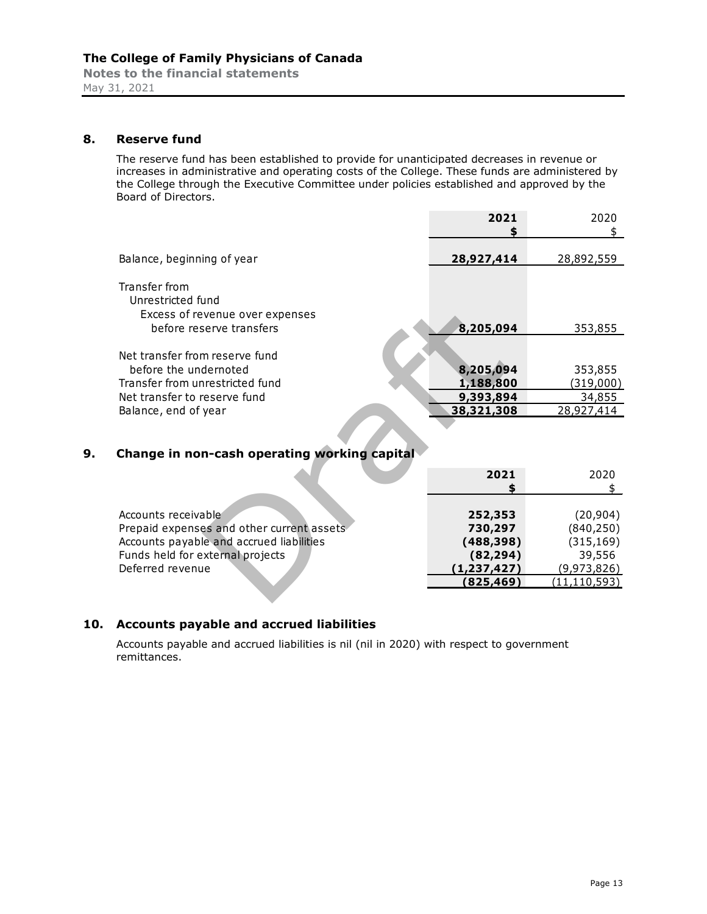## 8. Reserve fund

The reserve fund has been established to provide for unanticipated decreases in revenue or increases in administrative and operating costs of the College. These funds are administered by the College through the Executive Committee under policies established and approved by the Board of Directors.

| | **2021** | 2020 |
|---|---|---|
| | **$** | $ |
| Balance, beginning of year | **28,927,414** | 28,892,559 |
| Transfer from | | |
| Unrestricted fund | | |
| Excess of revenue over expenses before reserve transfers | **8,205,094** | 353,855 |
| Net transfer from reserve fund before the undernoted | **8,205,094** | 353,855 |
| Transfer from unrestricted fund | **1,188,800** | (319,000) |
| Net transfer to reserve fund | **9,393,894** | 34,855 |
| Balance, end of year | **38,321,308** | 28,927,414 |

## 9. Change in non-cash operating working capital

| | **2021** | 2020 |
|---|---|---|
| | **$** | $ |
| Accounts receivable | **252,353** | (20,904) |
| Prepaid expenses and other current assets | **730,297** | (840,250) |
| Accounts payable and accrued liabilities | **(488,398)** | (315,169) |
| Funds held for external projects | **(82,294)** | 39,556 |
| Deferred revenue | **(1,237,427)** | (9,973,826) |
| | **(825,469)** | (11,110,593) |

## 10. Accounts payable and accrued liabilities

Accounts payable and accrued liabilities is nil (nil in 2020) with respect to government remittances.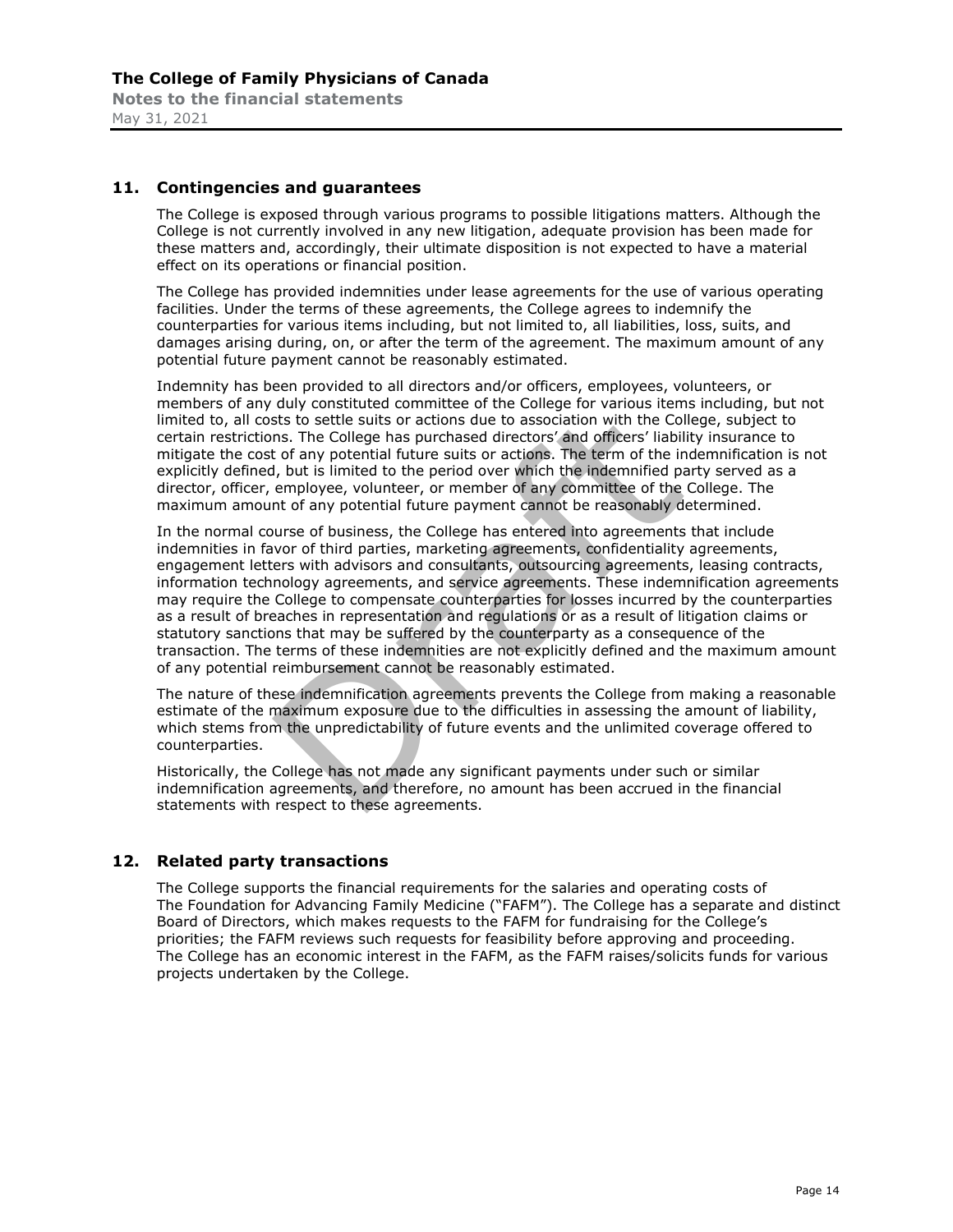## 11. Contingencies and guarantees

The College is exposed through various programs to possible litigations matters. Although the College is not currently involved in any new litigation, adequate provision has been made for these matters and, accordingly, their ultimate disposition is not expected to have a material effect on its operations or financial position.

The College has provided indemnities under lease agreements for the use of various operating facilities. Under the terms of these agreements, the College agrees to indemnify the counterparties for various items including, but not limited to, all liabilities, loss, suits, and damages arising during, on, or after the term of the agreement. The maximum amount of any potential future payment cannot be reasonably estimated.

Indemnity has been provided to all directors and/or officers, employees, volunteers, or members of any duly constituted committee of the College for various items including, but not limited to, all costs to settle suits or actions due to association with the College, subject to certain restrictions. The College has purchased directors' and officers' liability insurance to mitigate the cost of any potential future suits or actions. The term of the indemnification is not explicitly defined, but is limited to the period over which the indemnified party served as a director, officer, employee, volunteer, or member of any committee of the College. The maximum amount of any potential future payment cannot be reasonably determined.

In the normal course of business, the College has entered into agreements that include indemnities in favor of third parties, marketing agreements, confidentiality agreements, engagement letters with advisors and consultants, outsourcing agreements, leasing contracts, information technology agreements, and service agreements. These indemnification agreements may require the College to compensate counterparties for losses incurred by the counterparties as a result of breaches in representation and regulations or as a result of litigation claims or statutory sanctions that may be suffered by the counterparty as a consequence of the transaction. The terms of these indemnities are not explicitly defined and the maximum amount of any potential reimbursement cannot be reasonably estimated.

The nature of these indemnification agreements prevents the College from making a reasonable estimate of the maximum exposure due to the difficulties in assessing the amount of liability, which stems from the unpredictability of future events and the unlimited coverage offered to counterparties.

Historically, the College has not made any significant payments under such or similar indemnification agreements, and therefore, no amount has been accrued in the financial statements with respect to these agreements.

## 12. Related party transactions

The College supports the financial requirements for the salaries and operating costs of The Foundation for Advancing Family Medicine ("FAFM"). The College has a separate and distinct Board of Directors, which makes requests to the FAFM for fundraising for the College's priorities; the FAFM reviews such requests for feasibility before approving and proceeding. The College has an economic interest in the FAFM, as the FAFM raises/solicits funds for various projects undertaken by the College.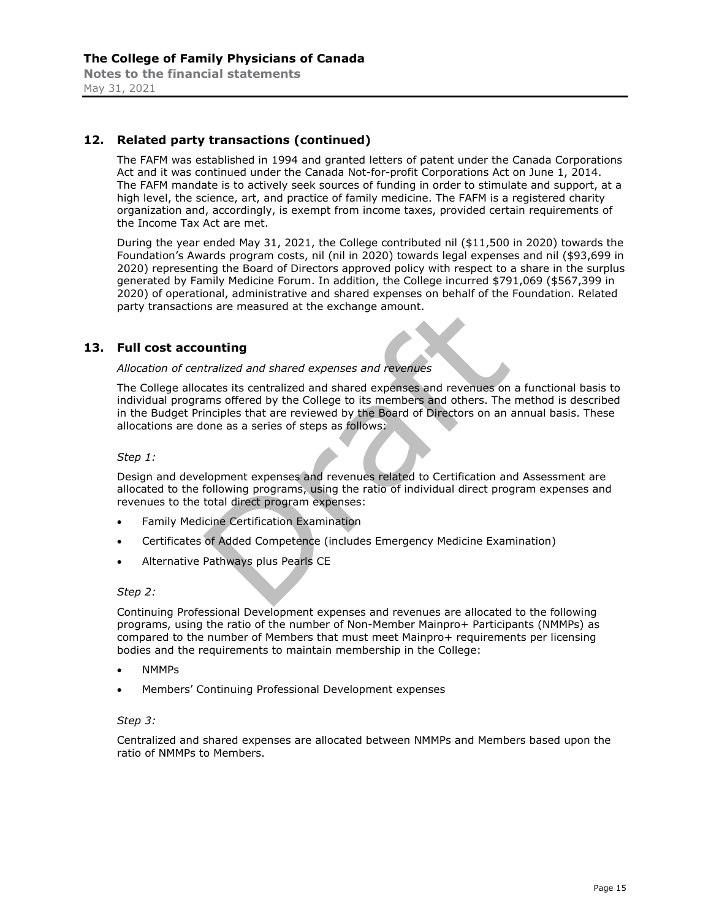## 12. Related party transactions (continued)

The FAFM was established in 1994 and granted letters of patent under the Canada Corporations Act and it was continued under the Canada Not-for-profit Corporations Act on June 1, 2014. The FAFM mandate is to actively seek sources of funding in order to stimulate and support, at a high level, the science, art, and practice of family medicine. The FAFM is a registered charity organization and, accordingly, is exempt from income taxes, provided certain requirements of the Income Tax Act are met.

During the year ended May 31, 2021, the College contributed nil ($11,500 in 2020) towards the Foundation's Awards program costs, nil (nil in 2020) towards legal expenses and nil ($93,699 in 2020) representing the Board of Directors approved policy with respect to a share in the surplus generated by Family Medicine Forum. In addition, the College incurred $791,069 ($567,399 in 2020) of operational, administrative and shared expenses on behalf of the Foundation. Related party transactions are measured at the exchange amount.

## 13. Full cost accounting

*Allocation of centralized and shared expenses and revenues*

The College allocates its centralized and shared expenses and revenues on a functional basis to individual programs offered by the College to its members and others. The method is described in the Budget Principles that are reviewed by the Board of Directors on an annual basis. These allocations are done as a series of steps as follows:

*Step 1:*

Design and development expenses and revenues related to Certification and Assessment are allocated to the following programs, using the ratio of individual direct program expenses and revenues to the total direct program expenses:

- Family Medicine Certification Examination
- Certificates of Added Competence (includes Emergency Medicine Examination)
- Alternative Pathways plus Pearls CE

*Step 2:*

Continuing Professional Development expenses and revenues are allocated to the following programs, using the ratio of the number of Non-Member Mainpro+ Participants (NMMPs) as compared to the number of Members that must meet Mainpro+ requirements per licensing bodies and the requirements to maintain membership in the College:

- NMMPs
- Members' Continuing Professional Development expenses

*Step 3:*

Centralized and shared expenses are allocated between NMMPs and Members based upon the ratio of NMMPs to Members.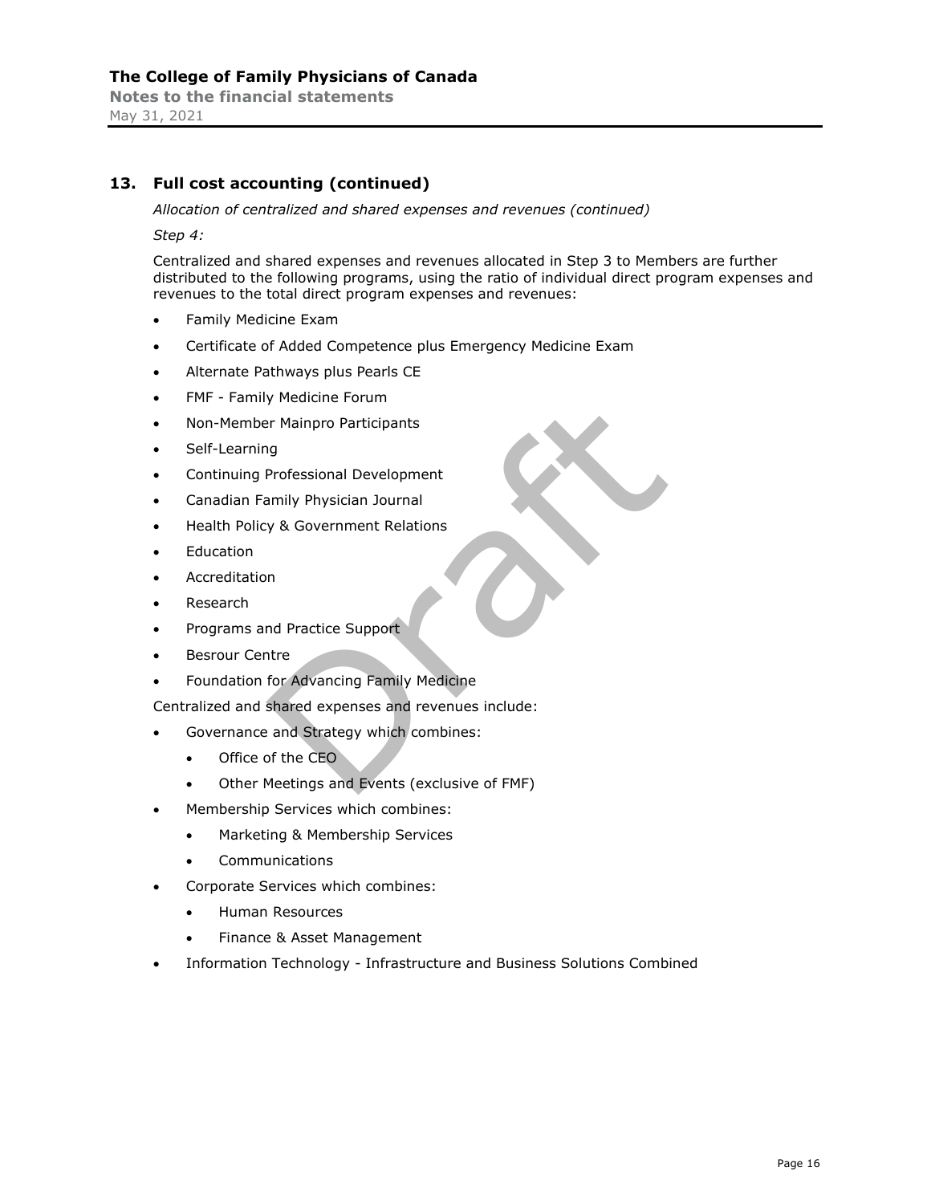## 13. Full cost accounting (continued)

*Allocation of centralized and shared expenses and revenues (continued)*

*Step 4:*

Centralized and shared expenses and revenues allocated in Step 3 to Members are further distributed to the following programs, using the ratio of individual direct program expenses and revenues to the total direct program expenses and revenues:

- Family Medicine Exam
- Certificate of Added Competence plus Emergency Medicine Exam
- Alternate Pathways plus Pearls CE
- FMF - Family Medicine Forum
- Non-Member Mainpro Participants
- Self-Learning
- Continuing Professional Development
- Canadian Family Physician Journal
- Health Policy & Government Relations
- Education
- Accreditation
- Research
- Programs and Practice Support
- Besrour Centre
- Foundation for Advancing Family Medicine

Centralized and shared expenses and revenues include:

- Governance and Strategy which combines:
  - Office of the CEO
  - Other Meetings and Events (exclusive of FMF)
- Membership Services which combines:
  - Marketing & Membership Services
  - Communications
- Corporate Services which combines:
  - Human Resources
  - Finance & Asset Management
- Information Technology - Infrastructure and Business Solutions Combined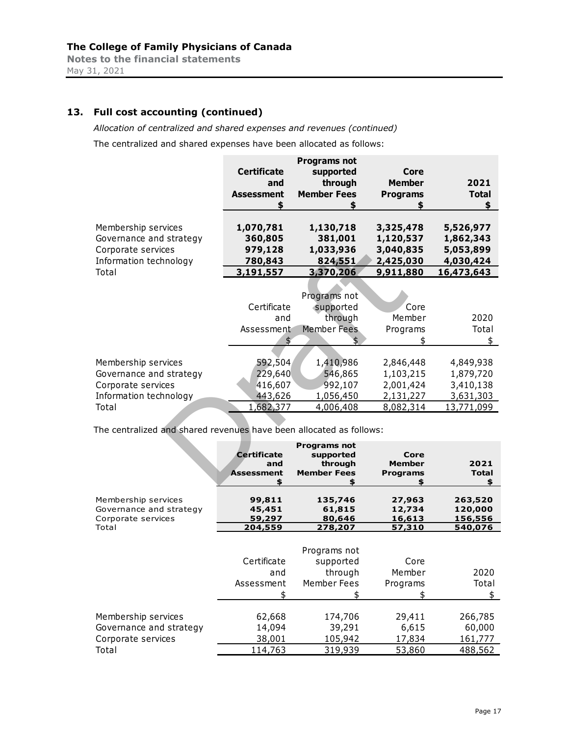## 13. Full cost accounting (continued)

*Allocation of centralized and shared expenses and revenues (continued)*

The centralized and shared expenses have been allocated as follows:

| | Certificate and Assessment $ | Programs not supported through Member Fees $ | Core Member Programs $ | 2021 Total $ |
|---|---|---|---|---|
| Membership services | **1,070,781** | **1,130,718** | **3,325,478** | **5,526,977** |
| Governance and strategy | **360,805** | **381,001** | **1,120,537** | **1,862,343** |
| Corporate services | **979,128** | **1,033,936** | **3,040,835** | **5,053,899** |
| Information technology | **780,843** | **824,551** | **2,425,030** | **4,030,424** |
| Total | **3,191,557** | **3,370,206** | **9,911,880** | **16,473,643** |

| | Certificate and Assessment $ | Programs not supported through Member Fees $ | Core Member Programs $ | 2020 Total $ |
|---|---|---|---|---|
| Membership services | 592,504 | 1,410,986 | 2,846,448 | 4,849,938 |
| Governance and strategy | 229,640 | 546,865 | 1,103,215 | 1,879,720 |
| Corporate services | 416,607 | 992,107 | 2,001,424 | 3,410,138 |
| Information technology | 443,626 | 1,056,450 | 2,131,227 | 3,631,303 |
| Total | 1,682,377 | 4,006,408 | 8,082,314 | 13,771,099 |

The centralized and shared revenues have been allocated as follows:

| | Certificate and Assessment $ | Programs not supported through Member Fees $ | Core Member Programs $ | 2021 Total $ |
|---|---|---|---|---|
| Membership services | **99,811** | **135,746** | **27,963** | **263,520** |
| Governance and strategy | **45,451** | **61,815** | **12,734** | **120,000** |
| Corporate services | **59,297** | **80,646** | **16,613** | **156,556** |
| Total | **204,559** | **278,207** | **57,310** | **540,076** |

| | Certificate and Assessment $ | Programs not supported through Member Fees $ | Core Member Programs $ | 2020 Total $ |
|---|---|---|---|---|
| Membership services | 62,668 | 174,706 | 29,411 | 266,785 |
| Governance and strategy | 14,094 | 39,291 | 6,615 | 60,000 |
| Corporate services | 38,001 | 105,942 | 17,834 | 161,777 |
| Total | 114,763 | 319,939 | 53,860 | 488,562 |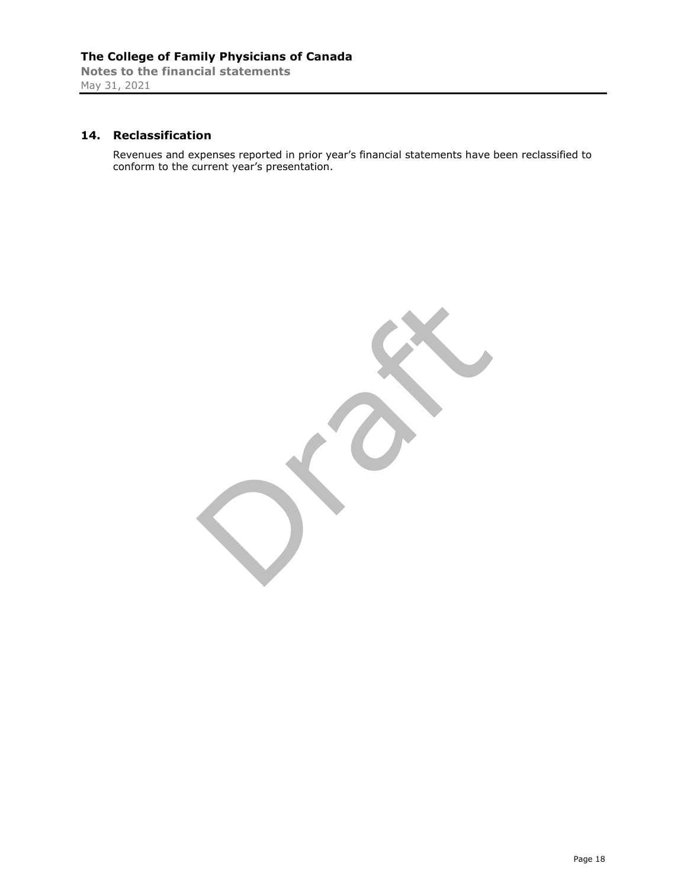## 14. Reclassification

Revenues and expenses reported in prior year's financial statements have been reclassified to conform to the current year's presentation.